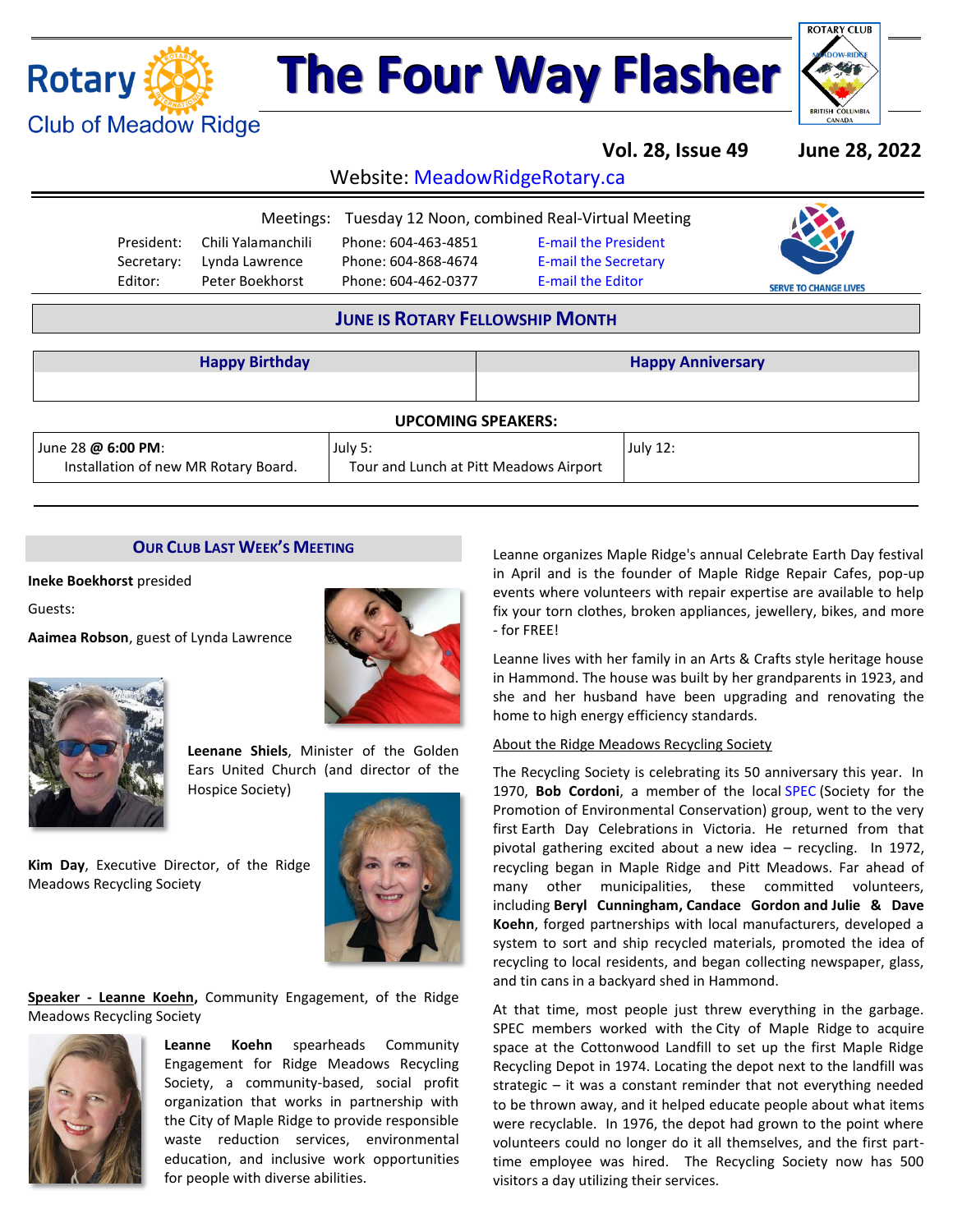# The Four Way Flasher

Rotary Club of Meadow Ridge

**Vol. 28, Issue 49** **June 28, 2022**

Website: MeadowRidgeRotary.ca

Meetings: Tuesday 12 Noon, combined Real-Virtual Meeting

| | | | |
|---|---|---|---|
| President: | Chili Yalamanchili | Phone: 604-463-4851 | E-mail the President |
| Secretary: | Lynda Lawrence | Phone: 604-868-4674 | E-mail the Secretary |
| Editor: | Peter Boekhorst | Phone: 604-462-0377 | E-mail the Editor |

SERVE TO CHANGE LIVES

## JUNE IS ROTARY FELLOWSHIP MONTH

| Happy Birthday | Happy Anniversary |
|---|---|
| | |

**UPCOMING SPEAKERS:**

| June 28 **@ 6:00 PM**: | July 5: | July 12: |
|---|---|---|
| Installation of new MR Rotary Board. | Tour and Lunch at Pitt Meadows Airport | |

## OUR CLUB LAST WEEK'S MEETING

**Ineke Boekhorst** presided

Guests:

**Aaimea Robson**, guest of Lynda Lawrence

**Leenane Shiels**, Minister of the Golden Ears United Church (and director of the Hospice Society)

**Kim Day**, Executive Director, of the Ridge Meadows Recycling Society

**Speaker - Leanne Koehn,** Community Engagement, of the Ridge Meadows Recycling Society

**Leanne Koehn** spearheads Community Engagement for Ridge Meadows Recycling Society, a community-based, social profit organization that works in partnership with the City of Maple Ridge to provide responsible waste reduction services, environmental education, and inclusive work opportunities for people with diverse abilities.

Leanne organizes Maple Ridge's annual Celebrate Earth Day festival in April and is the founder of Maple Ridge Repair Cafes, pop-up events where volunteers with repair expertise are available to help fix your torn clothes, broken appliances, jewellery, bikes, and more - for FREE!

Leanne lives with her family in an Arts & Crafts style heritage house in Hammond. The house was built by her grandparents in 1923, and she and her husband have been upgrading and renovating the home to high energy efficiency standards.

About the Ridge Meadows Recycling Society

The Recycling Society is celebrating its 50 anniversary this year. In 1970, **Bob Cordoni**, a member of the local SPEC (Society for the Promotion of Environmental Conservation) group, went to the very first Earth Day Celebrations in Victoria. He returned from that pivotal gathering excited about a new idea – recycling. In 1972, recycling began in Maple Ridge and Pitt Meadows. Far ahead of many other municipalities, these committed volunteers, including **Beryl Cunningham, Candace Gordon and Julie & Dave Koehn**, forged partnerships with local manufacturers, developed a system to sort and ship recycled materials, promoted the idea of recycling to local residents, and began collecting newspaper, glass, and tin cans in a backyard shed in Hammond.

At that time, most people just threw everything in the garbage. SPEC members worked with the City of Maple Ridge to acquire space at the Cottonwood Landfill to set up the first Maple Ridge Recycling Depot in 1974. Locating the depot next to the landfill was strategic – it was a constant reminder that not everything needed to be thrown away, and it helped educate people about what items were recyclable. In 1976, the depot had grown to the point where volunteers could no longer do it all themselves, and the first part-time employee was hired. The Recycling Society now has 500 visitors a day utilizing their services.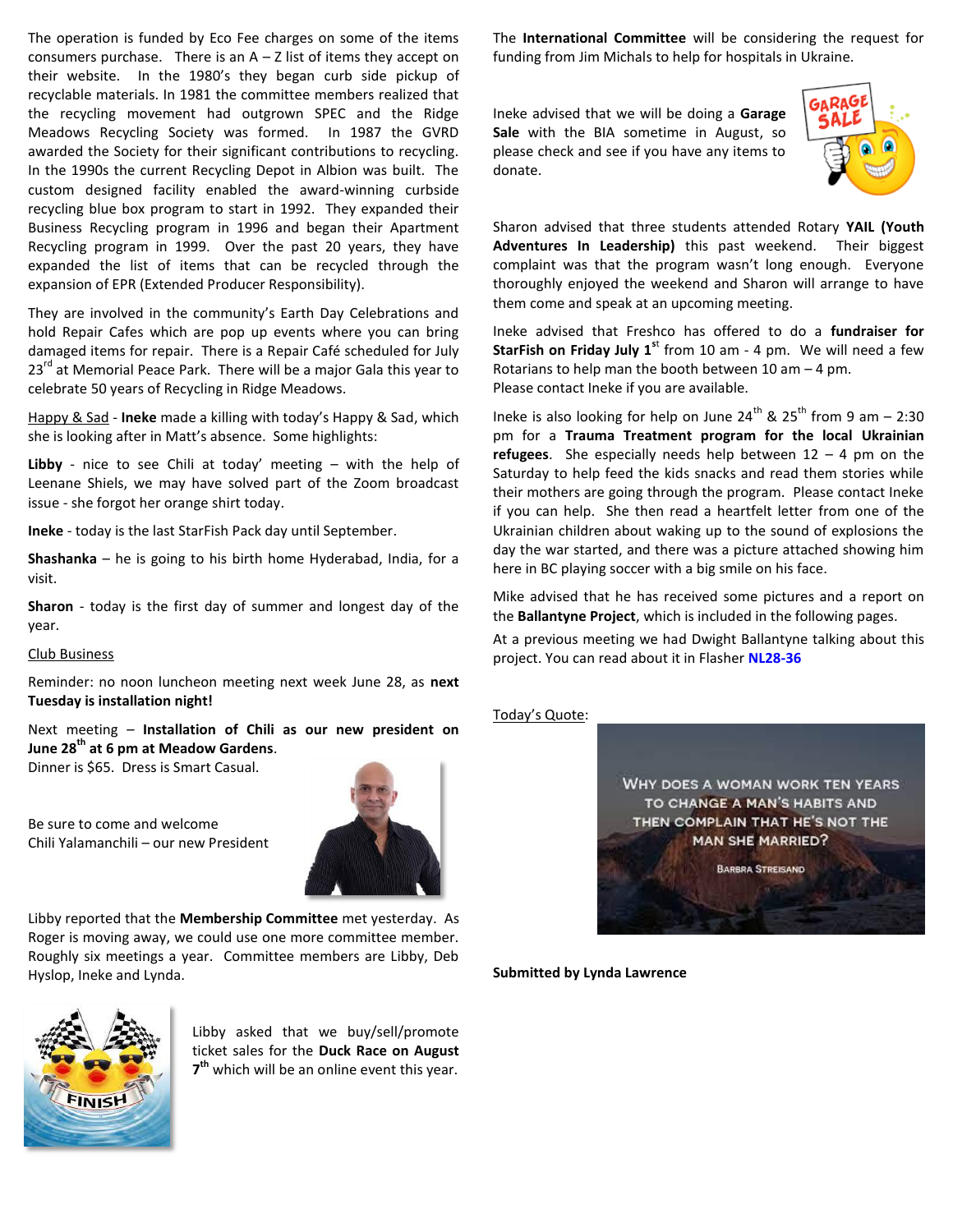The operation is funded by Eco Fee charges on some of the items consumers purchase. There is an A – Z list of items they accept on their website. In the 1980's they began curb side pickup of recyclable materials. In 1981 the committee members realized that the recycling movement had outgrown SPEC and the Ridge Meadows Recycling Society was formed. In 1987 the GVRD awarded the Society for their significant contributions to recycling. In the 1990s the current Recycling Depot in Albion was built. The custom designed facility enabled the award-winning curbside recycling blue box program to start in 1992. They expanded their Business Recycling program in 1996 and began their Apartment Recycling program in 1999. Over the past 20 years, they have expanded the list of items that can be recycled through the expansion of EPR (Extended Producer Responsibility).

They are involved in the community's Earth Day Celebrations and hold Repair Cafes which are pop up events where you can bring damaged items for repair. There is a Repair Café scheduled for July 23rd at Memorial Peace Park. There will be a major Gala this year to celebrate 50 years of Recycling in Ridge Meadows.

Happy & Sad - **Ineke** made a killing with today's Happy & Sad, which she is looking after in Matt's absence. Some highlights:

**Libby** - nice to see Chili at today' meeting – with the help of Leenane Shiels, we may have solved part of the Zoom broadcast issue - she forgot her orange shirt today.

**Ineke** - today is the last StarFish Pack day until September.

**Shashanka** – he is going to his birth home Hyderabad, India, for a visit.

**Sharon** - today is the first day of summer and longest day of the year.

Club Business

Reminder: no noon luncheon meeting next week June 28, as **next Tuesday is installation night!**

Next meeting – **Installation of Chili as our new president on June 28th at 6 pm at Meadow Gardens**.
Dinner is $65. Dress is Smart Casual.

Be sure to come and welcome
Chili Yalamanchili – our new President

Libby reported that the **Membership Committee** met yesterday. As Roger is moving away, we could use one more committee member. Roughly six meetings a year. Committee members are Libby, Deb Hyslop, Ineke and Lynda.

Libby asked that we buy/sell/promote ticket sales for the **Duck Race on August 7th** which will be an online event this year.

The **International Committee** will be considering the request for funding from Jim Michals to help for hospitals in Ukraine.

Ineke advised that we will be doing a **Garage Sale** with the BIA sometime in August, so please check and see if you have any items to donate.

Sharon advised that three students attended Rotary **YAIL (Youth Adventures In Leadership)** this past weekend. Their biggest complaint was that the program wasn't long enough. Everyone thoroughly enjoyed the weekend and Sharon will arrange to have them come and speak at an upcoming meeting.

Ineke advised that Freshco has offered to do a **fundraiser for StarFish on Friday July 1st** from 10 am - 4 pm. We will need a few Rotarians to help man the booth between 10 am – 4 pm.
Please contact Ineke if you are available.

Ineke is also looking for help on June 24th & 25th from 9 am – 2:30 pm for a **Trauma Treatment program for the local Ukrainian refugees**. She especially needs help between 12 – 4 pm on the Saturday to help feed the kids snacks and read them stories while their mothers are going through the program. Please contact Ineke if you can help. She then read a heartfelt letter from one of the Ukrainian children about waking up to the sound of explosions the day the war started, and there was a picture attached showing him here in BC playing soccer with a big smile on his face.

Mike advised that he has received some pictures and a report on the **Ballantyne Project**, which is included in the following pages.

At a previous meeting we had Dwight Ballantyne talking about this project. You can read about it in Flasher **NL28-36**

Today's Quote:

WHY DOES A WOMAN WORK TEN YEARS TO CHANGE A MAN'S HABITS AND THEN COMPLAIN THAT HE'S NOT THE MAN SHE MARRIED?

BARBRA STREISAND

**Submitted by Lynda Lawrence**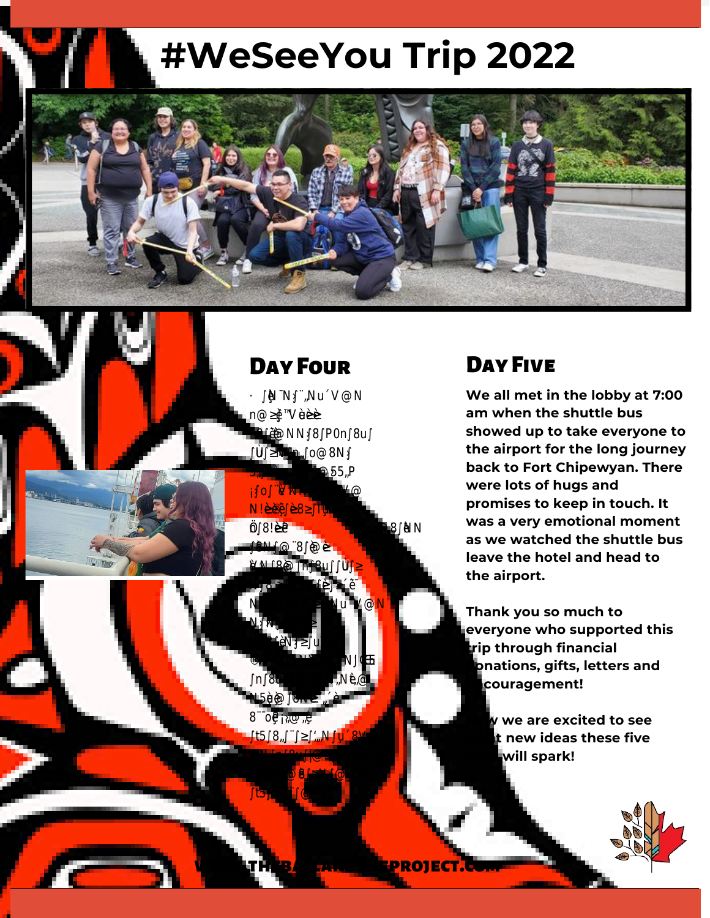# #WeSeeYou Trip 2022

## Day Four

## Day Five

We all met in the lobby at 7:00 am when the shuttle bus showed up to take everyone to the airport for the long journey back to Fort Chipewyan. There were lots of hugs and promises to keep in touch. It was a very emotional moment as we watched the shuttle bus leave the hotel and head to the airport.

Thank you so much to everyone who supported this trip through financial donations, gifts, letters and encouragement!

Now we are excited to see what new ideas these five days will spark!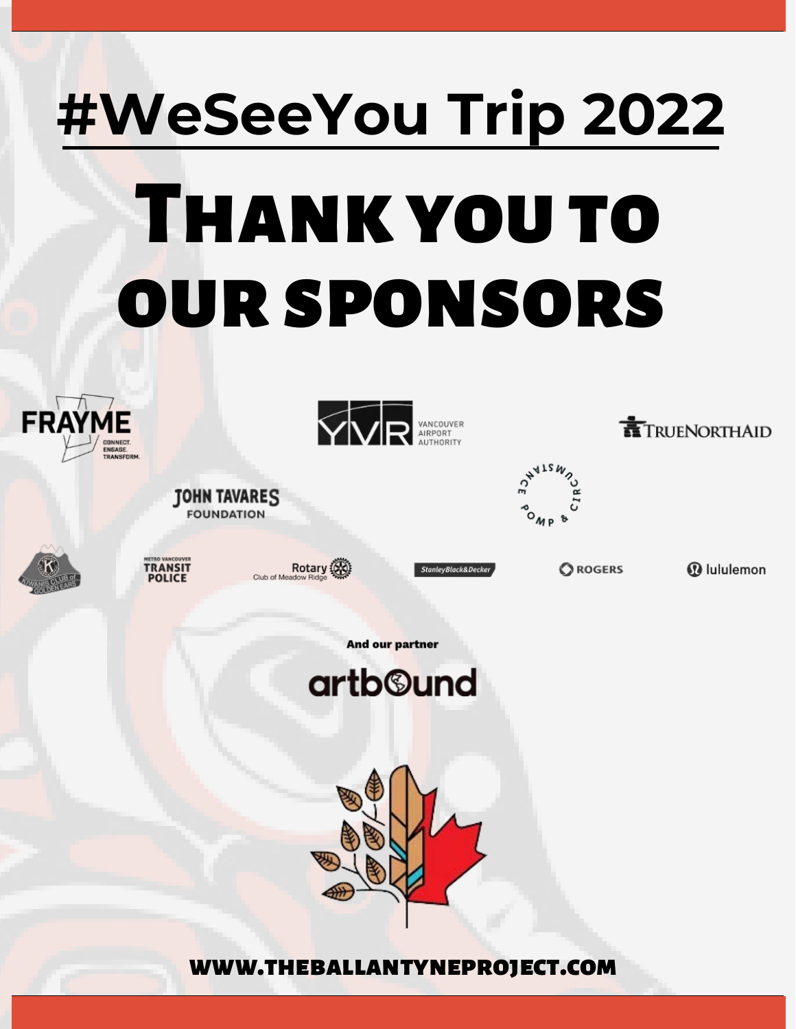# #WeSeeYou Trip 2022

# Thank you to our sponsors

FRAYME
CONNECT. ENGAGE. TRANSFORM.

YVR VANCOUVER AIRPORT AUTHORITY

TRUENORTHAID

JOHN TAVARES FOUNDATION

POMP & CIRCUMSTANCE

KIWANIS CLUB of GOLDEN EARS

METRO VANCOUVER TRANSIT POLICE

Rotary Club of Meadow Ridge

StanleyBlack&Decker

ROGERS

lululemon

**And our partner**

artbound

**WWW.THEBALLANTYNEPROJECT.COM**